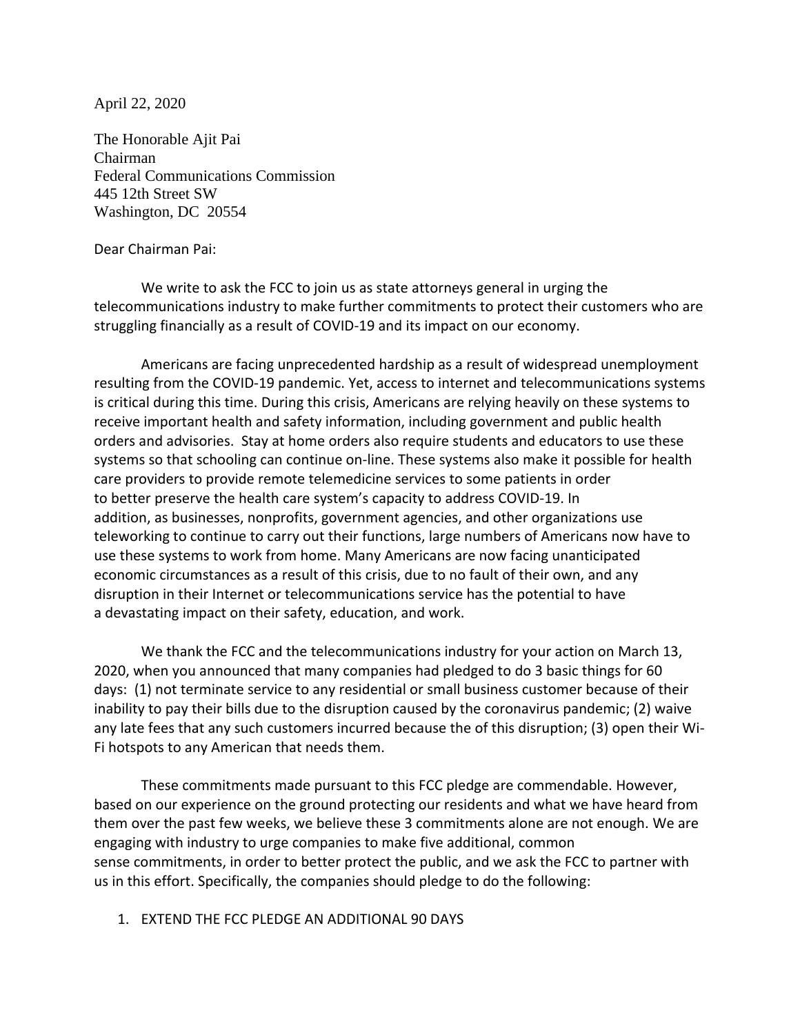April 22, 2020

The Honorable Ajit Pai
Chairman
Federal Communications Commission
445 12th Street SW
Washington, DC 20554

Dear Chairman Pai:

We write to ask the FCC to join us as state attorneys general in urging the telecommunications industry to make further commitments to protect their customers who are struggling financially as a result of COVID-19 and its impact on our economy.

Americans are facing unprecedented hardship as a result of widespread unemployment resulting from the COVID-19 pandemic. Yet, access to internet and telecommunications systems is critical during this time. During this crisis, Americans are relying heavily on these systems to receive important health and safety information, including government and public health orders and advisories. Stay at home orders also require students and educators to use these systems so that schooling can continue on-line. These systems also make it possible for health care providers to provide remote telemedicine services to some patients in order to better preserve the health care system's capacity to address COVID-19. In addition, as businesses, nonprofits, government agencies, and other organizations use teleworking to continue to carry out their functions, large numbers of Americans now have to use these systems to work from home. Many Americans are now facing unanticipated economic circumstances as a result of this crisis, due to no fault of their own, and any disruption in their Internet or telecommunications service has the potential to have a devastating impact on their safety, education, and work.

We thank the FCC and the telecommunications industry for your action on March 13, 2020, when you announced that many companies had pledged to do 3 basic things for 60 days: (1) not terminate service to any residential or small business customer because of their inability to pay their bills due to the disruption caused by the coronavirus pandemic; (2) waive any late fees that any such customers incurred because the of this disruption; (3) open their Wi-Fi hotspots to any American that needs them.

These commitments made pursuant to this FCC pledge are commendable. However, based on our experience on the ground protecting our residents and what we have heard from them over the past few weeks, we believe these 3 commitments alone are not enough. We are engaging with industry to urge companies to make five additional, common sense commitments, in order to better protect the public, and we ask the FCC to partner with us in this effort. Specifically, the companies should pledge to do the following:

1. EXTEND THE FCC PLEDGE AN ADDITIONAL 90 DAYS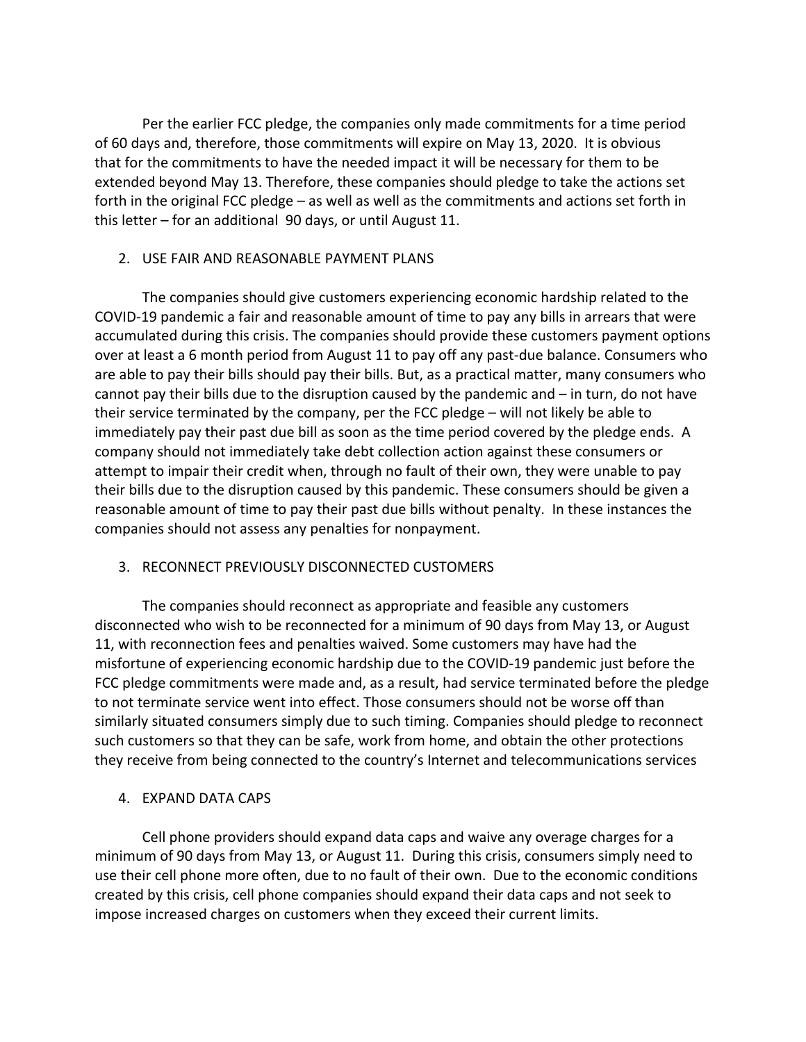Per the earlier FCC pledge, the companies only made commitments for a time period of 60 days and, therefore, those commitments will expire on May 13, 2020. It is obvious that for the commitments to have the needed impact it will be necessary for them to be extended beyond May 13. Therefore, these companies should pledge to take the actions set forth in the original FCC pledge – as well as well as the commitments and actions set forth in this letter – for an additional 90 days, or until August 11.

2. USE FAIR AND REASONABLE PAYMENT PLANS

The companies should give customers experiencing economic hardship related to the COVID-19 pandemic a fair and reasonable amount of time to pay any bills in arrears that were accumulated during this crisis. The companies should provide these customers payment options over at least a 6 month period from August 11 to pay off any past-due balance. Consumers who are able to pay their bills should pay their bills. But, as a practical matter, many consumers who cannot pay their bills due to the disruption caused by the pandemic and – in turn, do not have their service terminated by the company, per the FCC pledge – will not likely be able to immediately pay their past due bill as soon as the time period covered by the pledge ends. A company should not immediately take debt collection action against these consumers or attempt to impair their credit when, through no fault of their own, they were unable to pay their bills due to the disruption caused by this pandemic. These consumers should be given a reasonable amount of time to pay their past due bills without penalty. In these instances the companies should not assess any penalties for nonpayment.

3. RECONNECT PREVIOUSLY DISCONNECTED CUSTOMERS

The companies should reconnect as appropriate and feasible any customers disconnected who wish to be reconnected for a minimum of 90 days from May 13, or August 11, with reconnection fees and penalties waived. Some customers may have had the misfortune of experiencing economic hardship due to the COVID-19 pandemic just before the FCC pledge commitments were made and, as a result, had service terminated before the pledge to not terminate service went into effect. Those consumers should not be worse off than similarly situated consumers simply due to such timing. Companies should pledge to reconnect such customers so that they can be safe, work from home, and obtain the other protections they receive from being connected to the country's Internet and telecommunications services

4. EXPAND DATA CAPS

Cell phone providers should expand data caps and waive any overage charges for a minimum of 90 days from May 13, or August 11. During this crisis, consumers simply need to use their cell phone more often, due to no fault of their own. Due to the economic conditions created by this crisis, cell phone companies should expand their data caps and not seek to impose increased charges on customers when they exceed their current limits.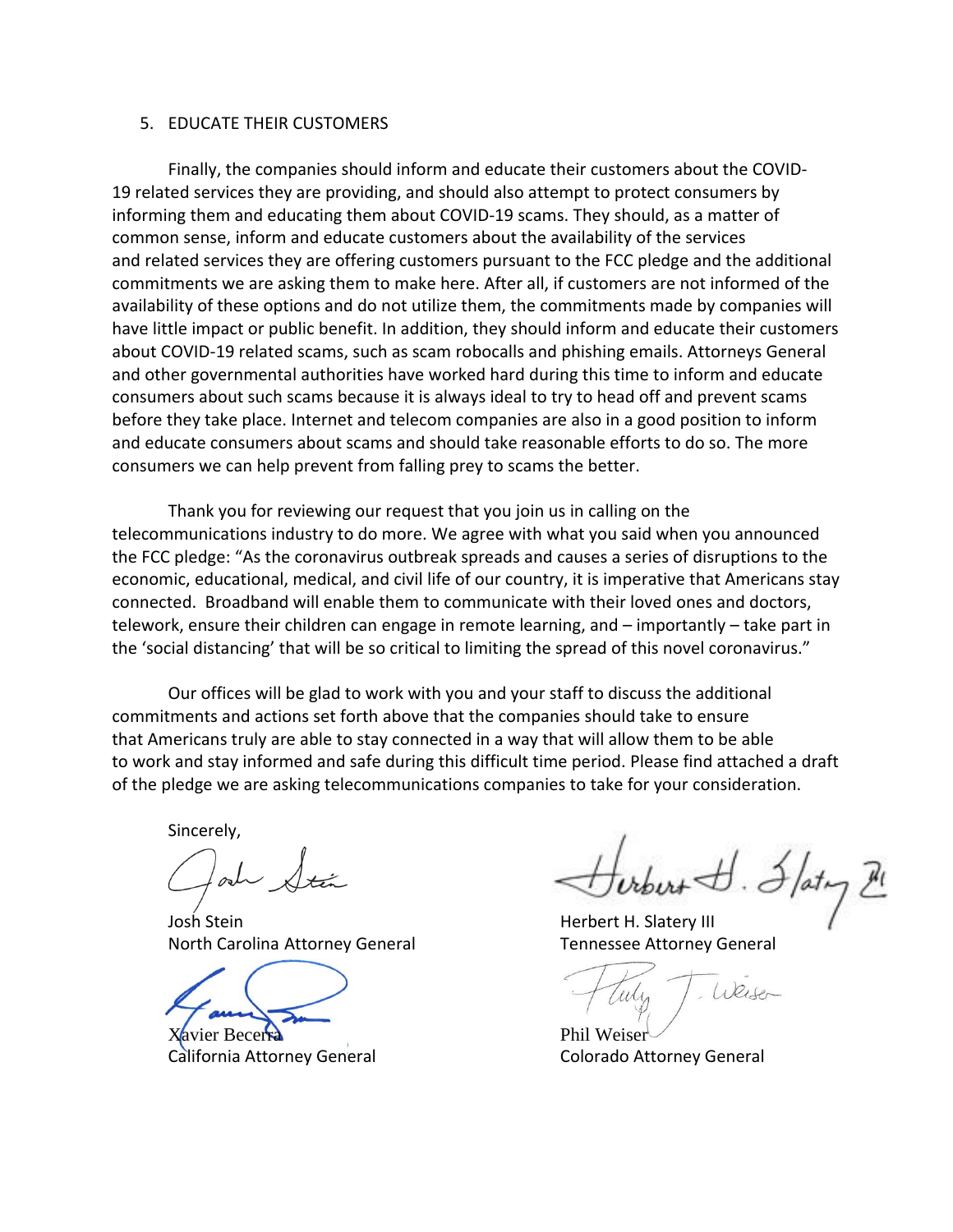5. EDUCATE THEIR CUSTOMERS

Finally, the companies should inform and educate their customers about the COVID-19 related services they are providing, and should also attempt to protect consumers by informing them and educating them about COVID-19 scams. They should, as a matter of common sense, inform and educate customers about the availability of the services and related services they are offering customers pursuant to the FCC pledge and the additional commitments we are asking them to make here. After all, if customers are not informed of the availability of these options and do not utilize them, the commitments made by companies will have little impact or public benefit. In addition, they should inform and educate their customers about COVID-19 related scams, such as scam robocalls and phishing emails. Attorneys General and other governmental authorities have worked hard during this time to inform and educate consumers about such scams because it is always ideal to try to head off and prevent scams before they take place. Internet and telecom companies are also in a good position to inform and educate consumers about scams and should take reasonable efforts to do so. The more consumers we can help prevent from falling prey to scams the better.

Thank you for reviewing our request that you join us in calling on the telecommunications industry to do more. We agree with what you said when you announced the FCC pledge: "As the coronavirus outbreak spreads and causes a series of disruptions to the economic, educational, medical, and civil life of our country, it is imperative that Americans stay connected. Broadband will enable them to communicate with their loved ones and doctors, telework, ensure their children can engage in remote learning, and – importantly – take part in the 'social distancing' that will be so critical to limiting the spread of this novel coronavirus."

Our offices will be glad to work with you and your staff to discuss the additional commitments and actions set forth above that the companies should take to ensure that Americans truly are able to stay connected in a way that will allow them to be able to work and stay informed and safe during this difficult time period. Please find attached a draft of the pledge we are asking telecommunications companies to take for your consideration.

Sincerely,

Josh Stein
North Carolina Attorney General

Herbert H. Slatery III
Tennessee Attorney General

Xavier Becerra
California Attorney General

Phil Weiser
Colorado Attorney General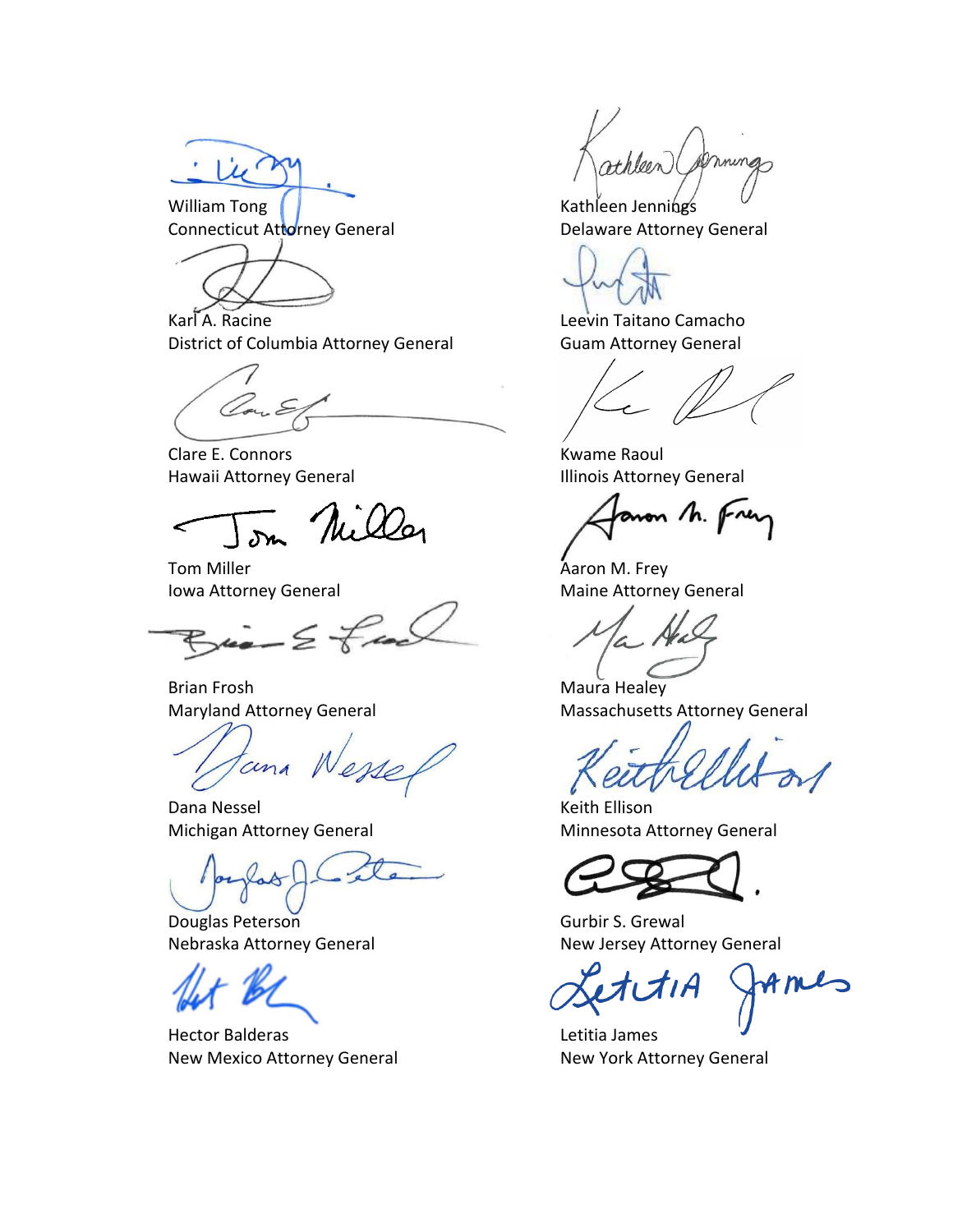William Tong
Connecticut Attorney General

Kathleen Jennings
Delaware Attorney General

Karl A. Racine
District of Columbia Attorney General

Leevin Taitano Camacho
Guam Attorney General

Clare E. Connors
Hawaii Attorney General

Kwame Raoul
Illinois Attorney General

Tom Miller
Iowa Attorney General

Aaron M. Frey
Maine Attorney General

Brian Frosh
Maryland Attorney General

Maura Healey
Massachusetts Attorney General

Dana Nessel
Michigan Attorney General

Keith Ellison
Minnesota Attorney General

Douglas Peterson
Nebraska Attorney General

Gurbir S. Grewal
New Jersey Attorney General

Hector Balderas
New Mexico Attorney General

Letitia James
New York Attorney General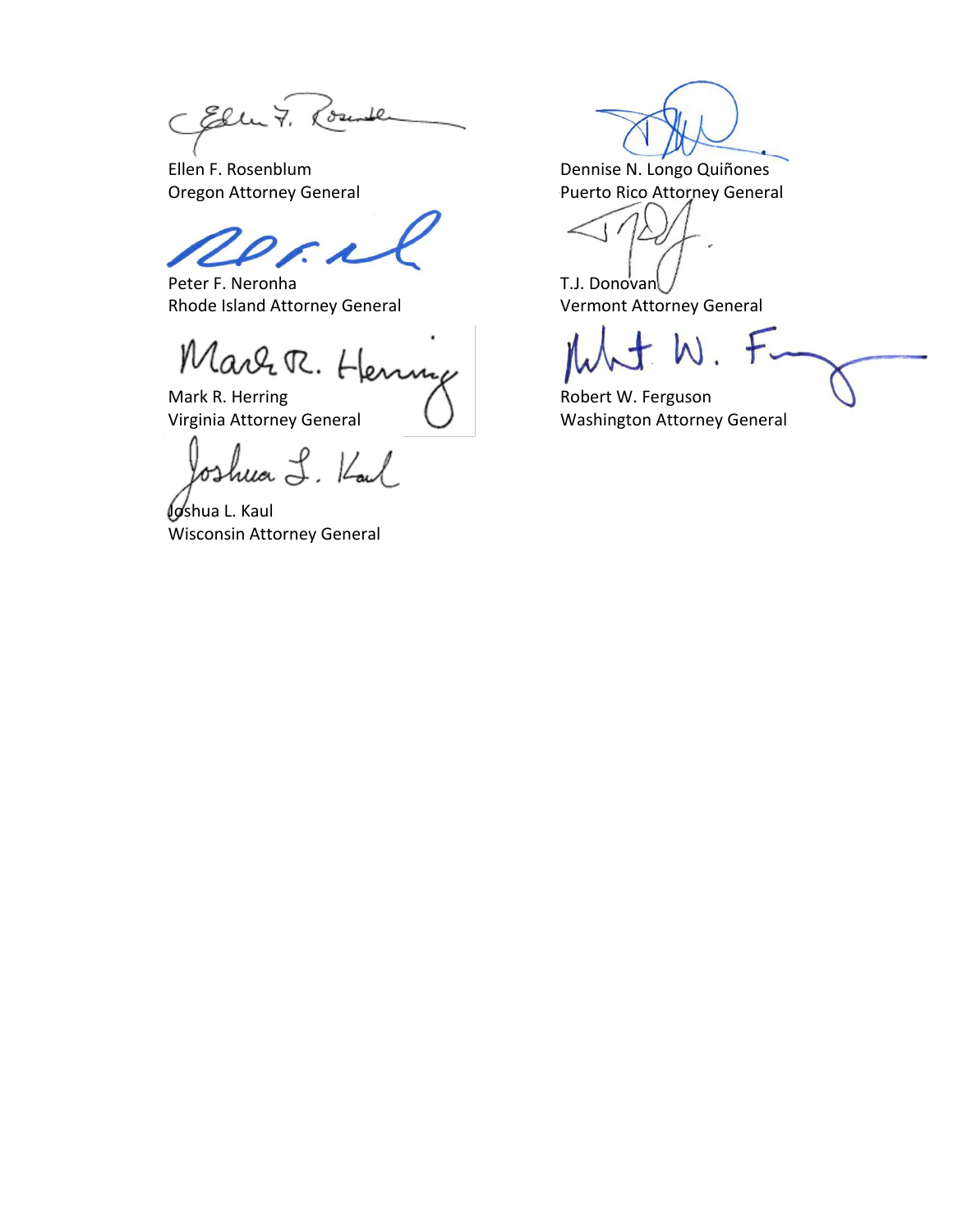Ellen F. Rosenblum
Oregon Attorney General

Dennise N. Longo Quiñones
Puerto Rico Attorney General

Peter F. Neronha
Rhode Island Attorney General

T.J. Donovan
Vermont Attorney General

Mark R. Herring
Virginia Attorney General

Robert W. Ferguson
Washington Attorney General

Joshua L. Kaul
Wisconsin Attorney General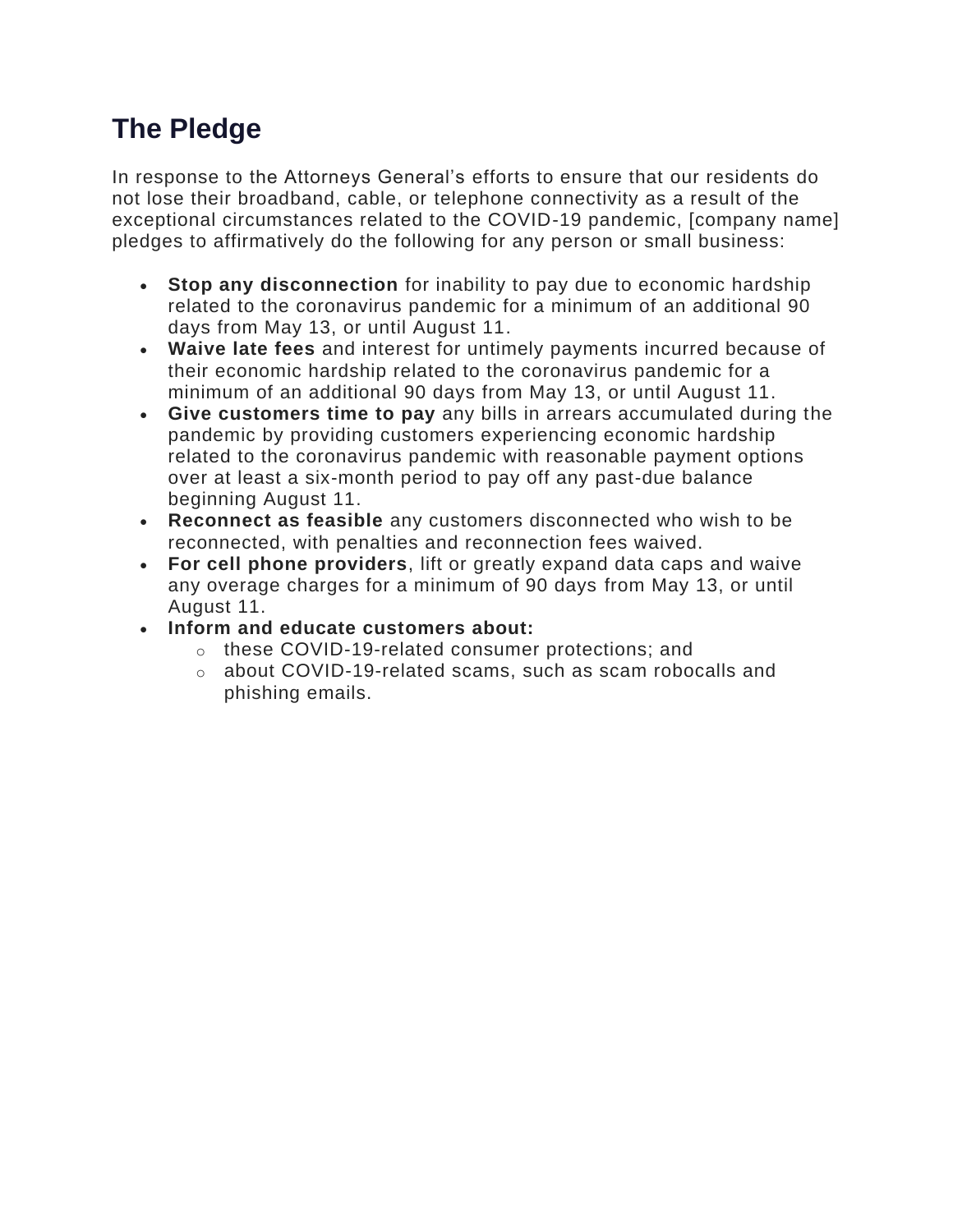# The Pledge

In response to the Attorneys General's efforts to ensure that our residents do not lose their broadband, cable, or telephone connectivity as a result of the exceptional circumstances related to the COVID-19 pandemic, [company name] pledges to affirmatively do the following for any person or small business:

- **Stop any disconnection** for inability to pay due to economic hardship related to the coronavirus pandemic for a minimum of an additional 90 days from May 13, or until August 11.
- **Waive late fees** and interest for untimely payments incurred because of their economic hardship related to the coronavirus pandemic for a minimum of an additional 90 days from May 13, or until August 11.
- **Give customers time to pay** any bills in arrears accumulated during the pandemic by providing customers experiencing economic hardship related to the coronavirus pandemic with reasonable payment options over at least a six-month period to pay off any past-due balance beginning August 11.
- **Reconnect as feasible** any customers disconnected who wish to be reconnected, with penalties and reconnection fees waived.
- **For cell phone providers**, lift or greatly expand data caps and waive any overage charges for a minimum of 90 days from May 13, or until August 11.
- **Inform and educate customers about:**
  - these COVID-19-related consumer protections; and
  - about COVID-19-related scams, such as scam robocalls and phishing emails.